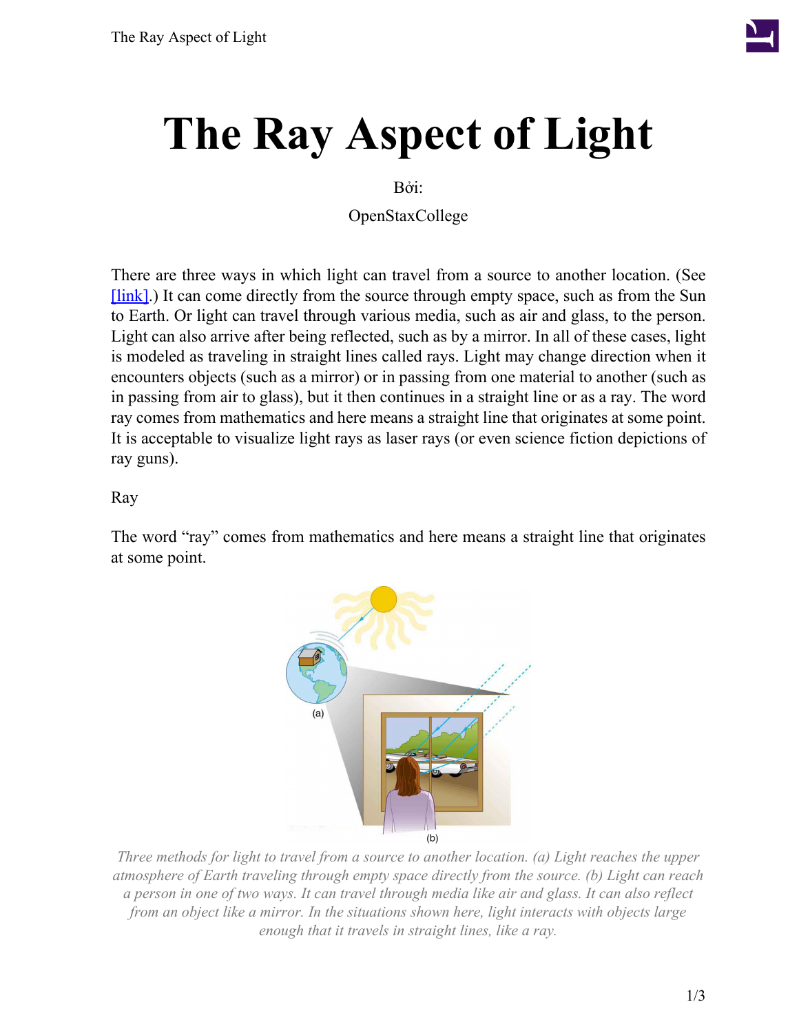# The Ray Aspect of Light

Bởi:

OpenStaxCollege

There are three ways in which light can travel from a source to another location. (See [link].) It can come directly from the source through empty space, such as from the Sun to Earth. Or light can travel through various media, such as air and glass, to the person. Light can also arrive after being reflected, such as by a mirror. In all of these cases, light is modeled as traveling in straight lines called rays. Light may change direction when it encounters objects (such as a mirror) or in passing from one material to another (such as in passing from air to glass), but it then continues in a straight line or as a ray. The word ray comes from mathematics and here means a straight line that originates at some point. It is acceptable to visualize light rays as laser rays (or even science fiction depictions of ray guns).

Ray

The word "ray" comes from mathematics and here means a straight line that originates at some point.

*Three methods for light to travel from a source to another location. (a) Light reaches the upper atmosphere of Earth traveling through empty space directly from the source. (b) Light can reach a person in one of two ways. It can travel through media like air and glass. It can also reflect from an object like a mirror. In the situations shown here, light interacts with objects large enough that it travels in straight lines, like a ray.*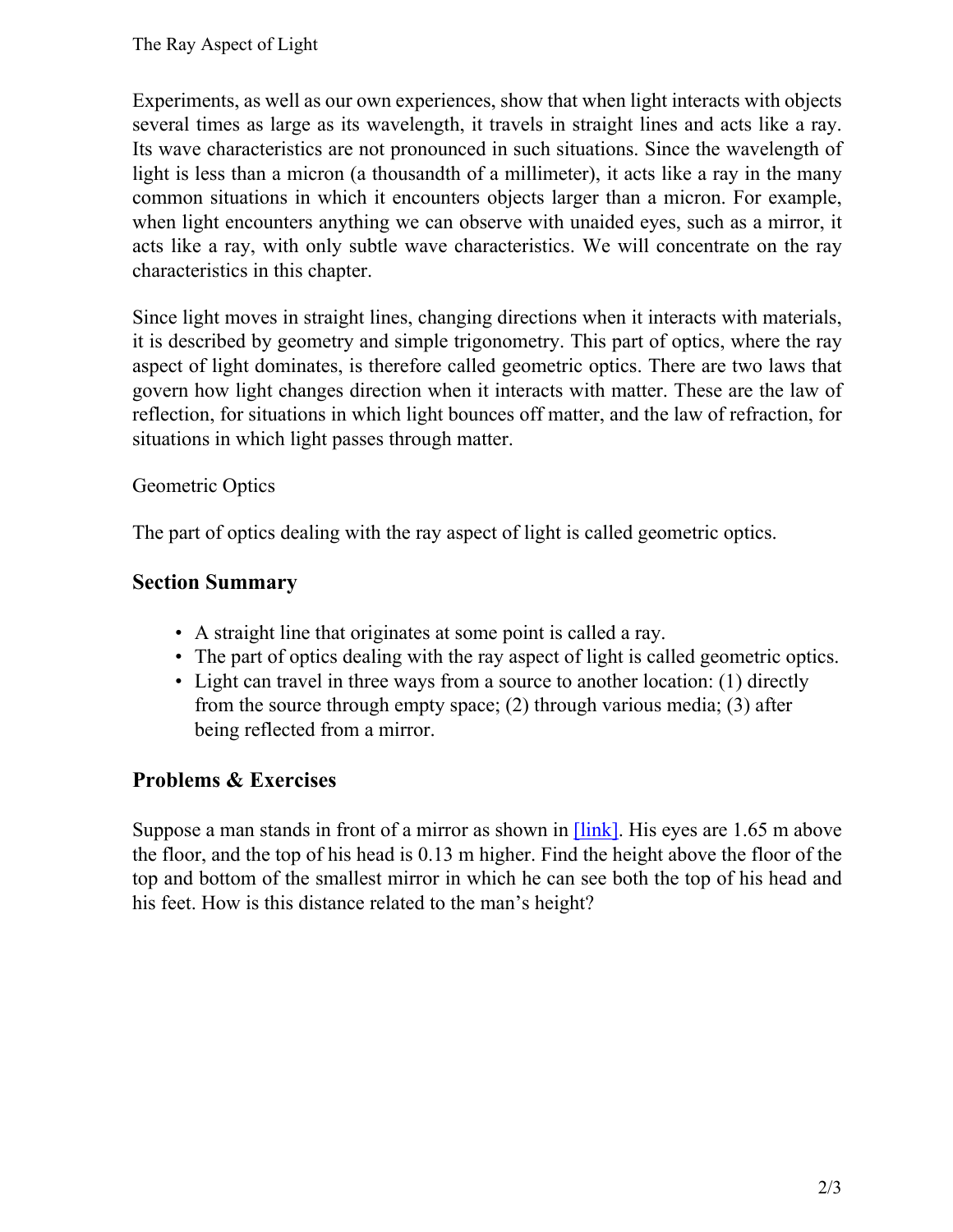Experiments, as well as our own experiences, show that when light interacts with objects several times as large as its wavelength, it travels in straight lines and acts like a ray. Its wave characteristics are not pronounced in such situations. Since the wavelength of light is less than a micron (a thousandth of a millimeter), it acts like a ray in the many common situations in which it encounters objects larger than a micron. For example, when light encounters anything we can observe with unaided eyes, such as a mirror, it acts like a ray, with only subtle wave characteristics. We will concentrate on the ray characteristics in this chapter.

Since light moves in straight lines, changing directions when it interacts with materials, it is described by geometry and simple trigonometry. This part of optics, where the ray aspect of light dominates, is therefore called geometric optics. There are two laws that govern how light changes direction when it interacts with matter. These are the law of reflection, for situations in which light bounces off matter, and the law of refraction, for situations in which light passes through matter.

Geometric Optics

The part of optics dealing with the ray aspect of light is called geometric optics.

## Section Summary

- A straight line that originates at some point is called a ray.
- The part of optics dealing with the ray aspect of light is called geometric optics.
- Light can travel in three ways from a source to another location: (1) directly from the source through empty space; (2) through various media; (3) after being reflected from a mirror.

## Problems & Exercises

Suppose a man stands in front of a mirror as shown in [link]. His eyes are 1.65 m above the floor, and the top of his head is 0.13 m higher. Find the height above the floor of the top and bottom of the smallest mirror in which he can see both the top of his head and his feet. How is this distance related to the man's height?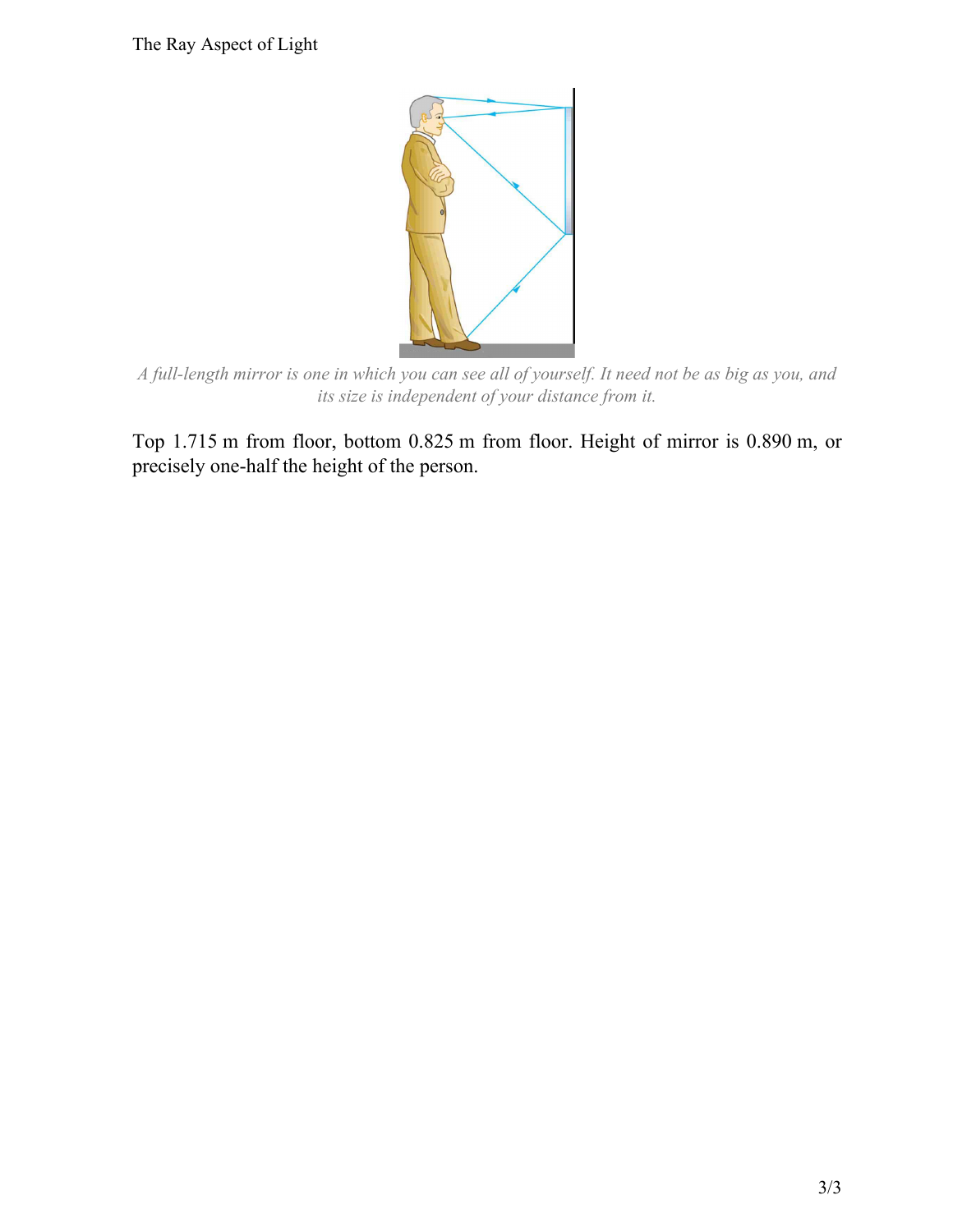*A full-length mirror is one in which you can see all of yourself. It need not be as big as you, and its size is independent of your distance from it.*

Top 1.715 m from floor, bottom 0.825 m from floor. Height of mirror is 0.890 m, or precisely one-half the height of the person.